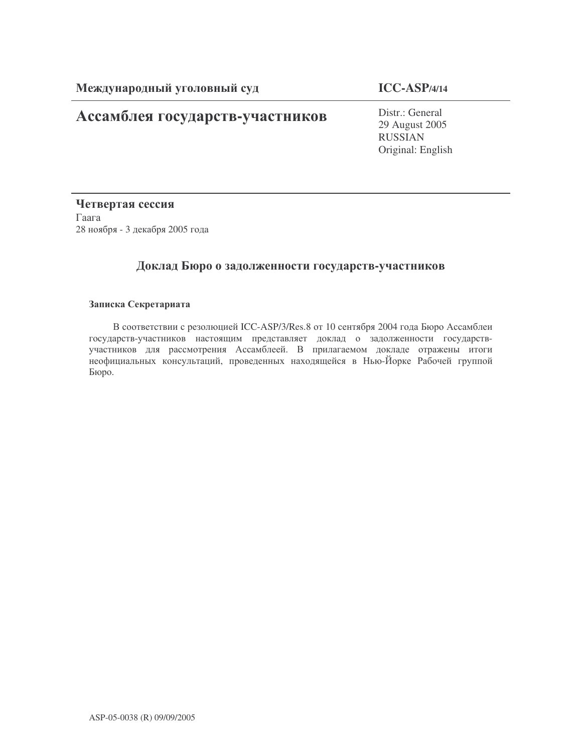**Международный уголовный суд** | **ICC-ASP/4/14**

# Ассамблея государств-участников

Distr.: General
29 August 2005
RUSSIAN
Original: English

## Четвертая сессия

Гаага
28 ноября - 3 декабря 2005 года

## Доклад Бюро о задолженности государств-участников

**Записка Секретариата**

В соответствии с резолюцией ICC-ASP/3/Res.8 от 10 сентября 2004 года Бюро Ассамблеи государств-участников настоящим представляет доклад о задолженности государств-участников для рассмотрения Ассамблеей. В прилагаемом докладе отражены итоги неофициальных консультаций, проведенных находящейся в Нью-Йорке Рабочей группой Бюро.

ASP-05-0038 (R) 09/09/2005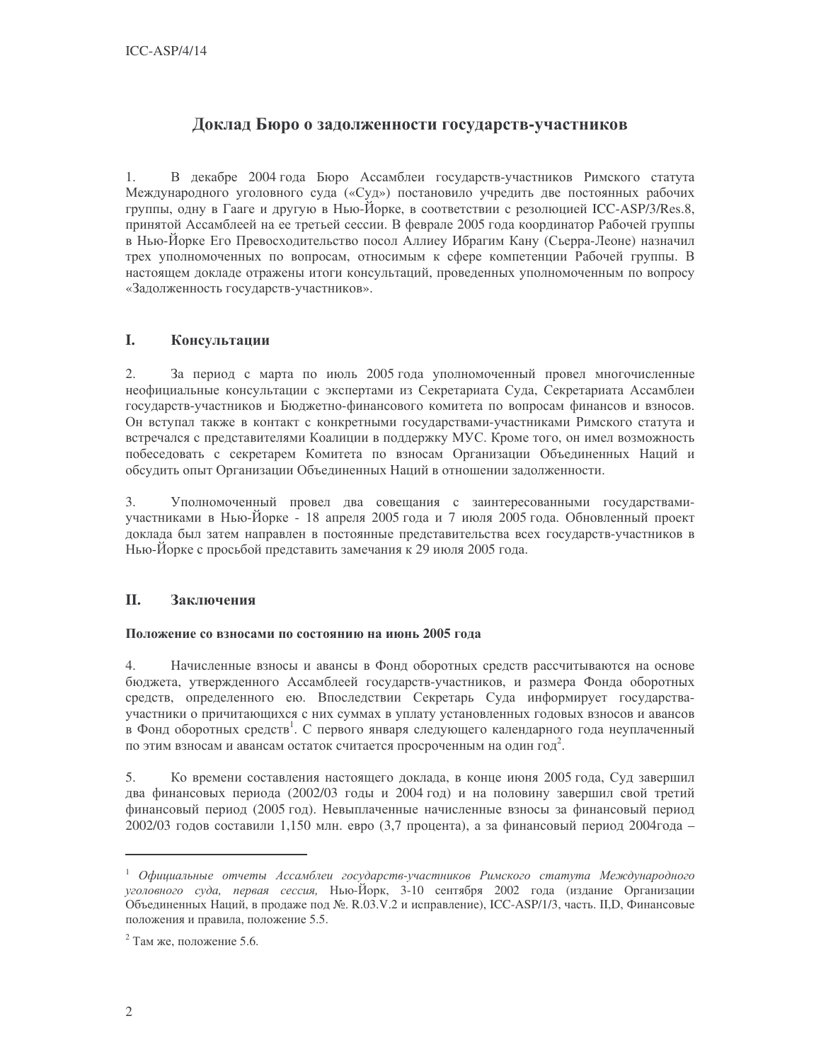# Доклад Бюро о задолженности государств-участников

1. В декабре 2004 года Бюро Ассамблеи государств-участников Римского статута Международного уголовного суда («Суд») постановило учредить две постоянных рабочих группы, одну в Гааге и другую в Нью-Йорке, в соответствии с резолюцией ICC-ASP/3/Res.8, принятой Ассамблеей на ее третьей сессии. В феврале 2005 года координатор Рабочей группы в Нью-Йорке Его Превосходительство посол Аллиеу Ибрагим Кану (Сьерра-Леоне) назначил трех уполномоченных по вопросам, относимым к сфере компетенции Рабочей группы. В настоящем докладе отражены итоги консультаций, проведенных уполномоченным по вопросу «Задолженность государств-участников».

## I. Консультации

2. За период с марта по июль 2005 года уполномоченный провел многочисленные неофициальные консультации с экспертами из Секретариата Суда, Секретариата Ассамблеи государств-участников и Бюджетно-финансового комитета по вопросам финансов и взносов. Он вступал также в контакт с конкретными государствами-участниками Римского статута и встречался с представителями Коалиции в поддержку МУС. Кроме того, он имел возможность побеседовать с секретарем Комитета по взносам Организации Объединенных Наций и обсудить опыт Организации Объединенных Наций в отношении задолженности.

3. Уполномоченный провел два совещания с заинтересованными государствами-участниками в Нью-Йорке - 18 апреля 2005 года и 7 июля 2005 года. Обновленный проект доклада был затем направлен в постоянные представительства всех государств-участников в Нью-Йорке с просьбой представить замечания к 29 июля 2005 года.

## II. Заключения

### Положение со взносами по состоянию на июнь 2005 года

4. Начисленные взносы и авансы в Фонд оборотных средств рассчитываются на основе бюджета, утвержденного Ассамблеей государств-участников, и размера Фонда оборотных средств, определенного ею. Впоследствии Секретарь Суда информирует государства-участники о причитающихся с них суммах в уплату установленных годовых взносов и авансов в Фонд оборотных средств[1]. С первого января следующего календарного года неуплаченный по этим взносам и авансам остаток считается просроченным на один год[2].

5. Ко времени составления настоящего доклада, в конце июня 2005 года, Суд завершил два финансовых периода (2002/03 годы и 2004 год) и на половину завершил свой третий финансовый период (2005 год). Невыплаченные начисленные взносы за финансовый период 2002/03 годов составили 1,150 млн. евро (3,7 процента), а за финансовый период 2004года –

---

[1] *Официальные отчеты Ассамблеи государств-участников Римского статута Международного уголовного суда, первая сессия,* Нью-Йорк, 3-10 сентября 2002 года (издание Организации Объединенных Наций, в продаже под №. R.03.V.2 и исправление), ICC-ASP/1/3, часть. II,D, Финансовые положения и правила, положение 5.5.

[2] Там же, положение 5.6.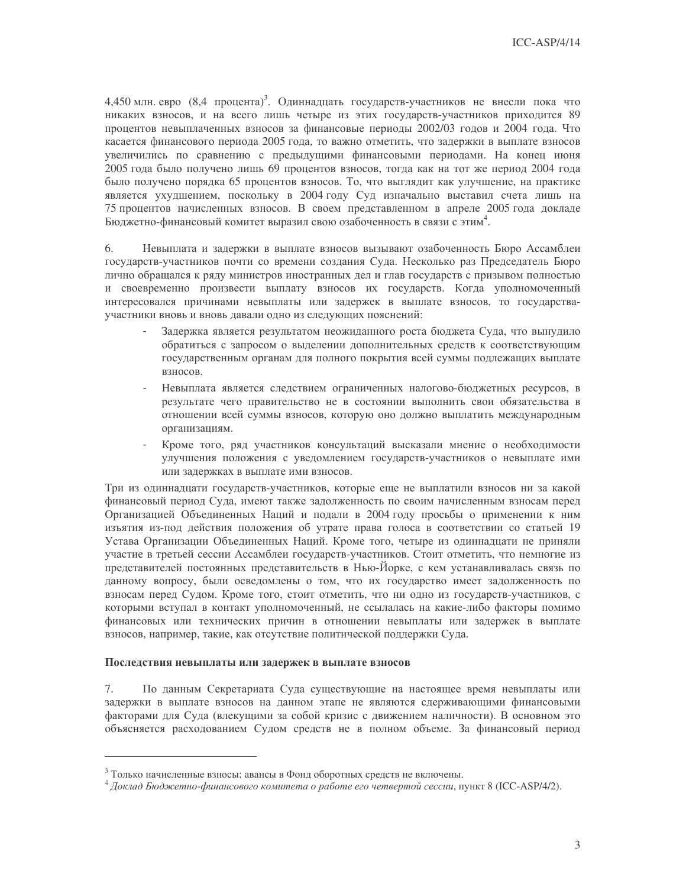4,450 млн. евро (8,4 процента)[3]. Одиннадцать государств-участников не внесли пока что никаких взносов, и на всего лишь четыре из этих государств-участников приходится 89 процентов невыплаченных взносов за финансовые периоды 2002/03 годов и 2004 года. Что касается финансового периода 2005 года, то важно отметить, что задержки в выплате взносов увеличились по сравнению с предыдущими финансовыми периодами. На конец июня 2005 года было получено лишь 69 процентов взносов, тогда как на тот же период 2004 года было получено порядка 65 процентов взносов. То, что выглядит как улучшение, на практике является ухудшением, поскольку в 2004 году Суд изначально выставил счета лишь на 75 процентов начисленных взносов. В своем представленном в апреле 2005 года докладе Бюджетно-финансовый комитет выразил свою озабоченность в связи с этим[4].

6. Невыплата и задержки в выплате взносов вызывают озабоченность Бюро Ассамблеи государств-участников почти со времени создания Суда. Несколько раз Председатель Бюро лично обращался к ряду министров иностранных дел и глав государств с призывом полностью и своевременно произвести выплату взносов их государств. Когда уполномоченный интересовался причинами невыплаты или задержек в выплате взносов, то государства-участники вновь и вновь давали одно из следующих пояснений:

- Задержка является результатом неожиданного роста бюджета Суда, что вынудило обратиться с запросом о выделении дополнительных средств к соответствующим государственным органам для полного покрытия всей суммы подлежащих выплате взносов.
- Невыплата является следствием ограниченных налогово-бюджетных ресурсов, в результате чего правительство не в состоянии выполнить свои обязательства в отношении всей суммы взносов, которую оно должно выплатить международным организациям.
- Кроме того, ряд участников консультаций высказали мнение о необходимости улучшения положения с уведомлением государств-участников о невыплате ими или задержках в выплате ими взносов.

Три из одиннадцати государств-участников, которые еще не выплатили взносов ни за какой финансовый период Суда, имеют также задолженность по своим начисленным взносам перед Организацией Объединенных Наций и подали в 2004 году просьбы о применении к ним изъятия из-под действия положения об утрате права голоса в соответствии со статьей 19 Устава Организации Объединенных Наций. Кроме того, четыре из одиннадцати не приняли участие в третьей сессии Ассамблеи государств-участников. Стоит отметить, что немногие из представителей постоянных представительств в Нью-Йорке, с кем устанавливалась связь по данному вопросу, были осведомлены о том, что их государство имеет задолженность по взносам перед Судом. Кроме того, стоит отметить, что ни одно из государств-участников, с которыми вступал в контакт уполномоченный, не ссылалась на какие-либо факторы помимо финансовых или технических причин в отношении невыплаты или задержек в выплате взносов, например, такие, как отсутствие политической поддержки Суда.

**Последствия невыплаты или задержек в выплате взносов**

7. По данным Секретариата Суда существующие на настоящее время невыплаты или задержки в выплате взносов на данном этапе не являются сдерживающими финансовыми факторами для Суда (влекущими за собой кризис с движением наличности). В основном это объясняется расходованием Судом средств не в полном объеме. За финансовый период

---

[3] Только начисленные взносы; авансы в Фонд оборотных средств не включены.

[4] *Доклад Бюджетно-финансового комитета о работе его четвертой сессии*, пункт 8 (ICC-ASP/4/2).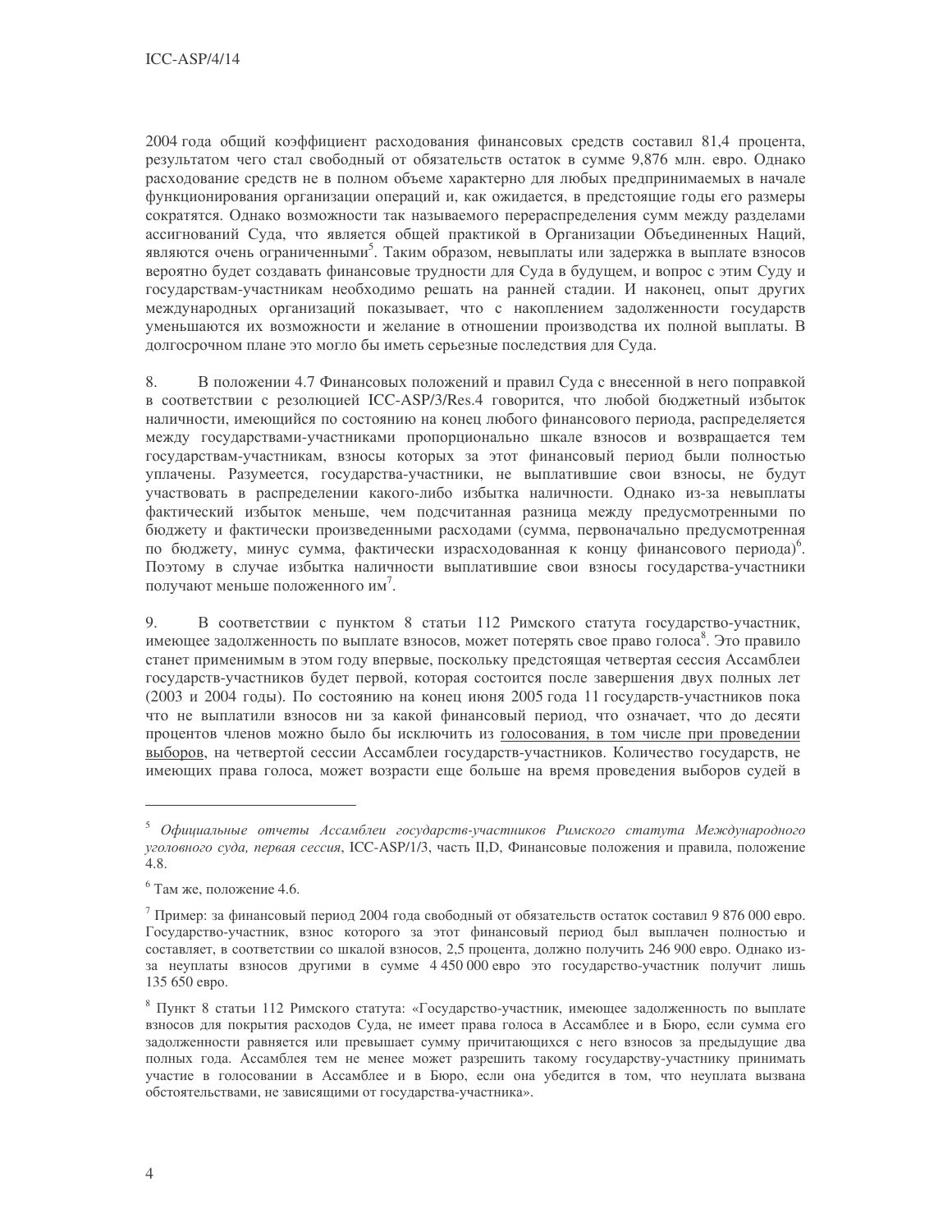2004 года общий коэффициент расходования финансовых средств составил 81,4 процента, результатом чего стал свободный от обязательств остаток в сумме 9,876 млн. евро. Однако расходование средств не в полном объеме характерно для любых предпринимаемых в начале функционирования организации операций и, как ожидается, в предстоящие годы его размеры сократятся. Однако возможности так называемого перераспределения сумм между разделами ассигнований Суда, что является общей практикой в Организации Объединенных Наций, являются очень ограниченными[5]. Таким образом, невыплаты или задержка в выплате взносов вероятно будет создавать финансовые трудности для Суда в будущем, и вопрос с этим Суду и государствам-участникам необходимо решать на ранней стадии. И наконец, опыт других международных организаций показывает, что с накоплением задолженности государств уменьшаются их возможности и желание в отношении производства их полной выплаты. В долгосрочном плане это могло бы иметь серьезные последствия для Суда.

8. В положении 4.7 Финансовых положений и правил Суда с внесенной в него поправкой в соответствии с резолюцией ICC-ASP/3/Res.4 говорится, что любой бюджетный избыток наличности, имеющийся по состоянию на конец любого финансового периода, распределяется между государствами-участниками пропорционально шкале взносов и возвращается тем государствам-участникам, взносы которых за этот финансовый период были полностью уплачены. Разумеется, государства-участники, не выплатившие свои взносы, не будут участвовать в распределении какого-либо избытка наличности. Однако из-за невыплаты фактический избыток меньше, чем подсчитанная разница между предусмотренными по бюджету и фактически произведенными расходами (сумма, первоначально предусмотренная по бюджету, минус сумма, фактически израсходованная к концу финансового периода)[6]. Поэтому в случае избытка наличности выплатившие свои взносы государства-участники получают меньше положенного им[7].

9. В соответствии с пунктом 8 статьи 112 Римского статута государство-участник, имеющее задолженность по выплате взносов, может потерять свое право голоса[8]. Это правило станет применимым в этом году впервые, поскольку предстоящая четвертая сессия Ассамблеи государств-участников будет первой, которая состоится после завершения двух полных лет (2003 и 2004 годы). По состоянию на конец июня 2005 года 11 государств-участников пока что не выплатили взносов ни за какой финансовый период, что означает, что до десяти процентов членов можно было бы исключить из голосования, в том числе при проведении выборов, на четвертой сессии Ассамблеи государств-участников. Количество государств, не имеющих права голоса, может возрасти еще больше на время проведения выборов судей в

---

[5] *Официальные отчеты Ассамблеи государств-участников Римского статута Международного уголовного суда, первая сессия*, ICC-ASP/1/3, часть II,D, Финансовые положения и правила, положение 4.8.

[6] Там же, положение 4.6.

[7] Пример: за финансовый период 2004 года свободный от обязательств остаток составил 9 876 000 евро. Государство-участник, взнос которого за этот финансовый период был выплачен полностью и составляет, в соответствии со шкалой взносов, 2,5 процента, должно получить 246 900 евро. Однако из-за неуплаты взносов другими в сумме 4 450 000 евро это государство-участник получит лишь 135 650 евро.

[8] Пункт 8 статьи 112 Римского статута: «Государство-участник, имеющее задолженность по выплате взносов для покрытия расходов Суда, не имеет права голоса в Ассамблее и в Бюро, если сумма его задолженности равняется или превышает сумму причитающихся с него взносов за предыдущие два полных года. Ассамблея тем не менее может разрешить такому государству-участнику принимать участие в голосовании в Ассамблее и в Бюро, если она убедится в том, что неуплата вызвана обстоятельствами, не зависящими от государства-участника».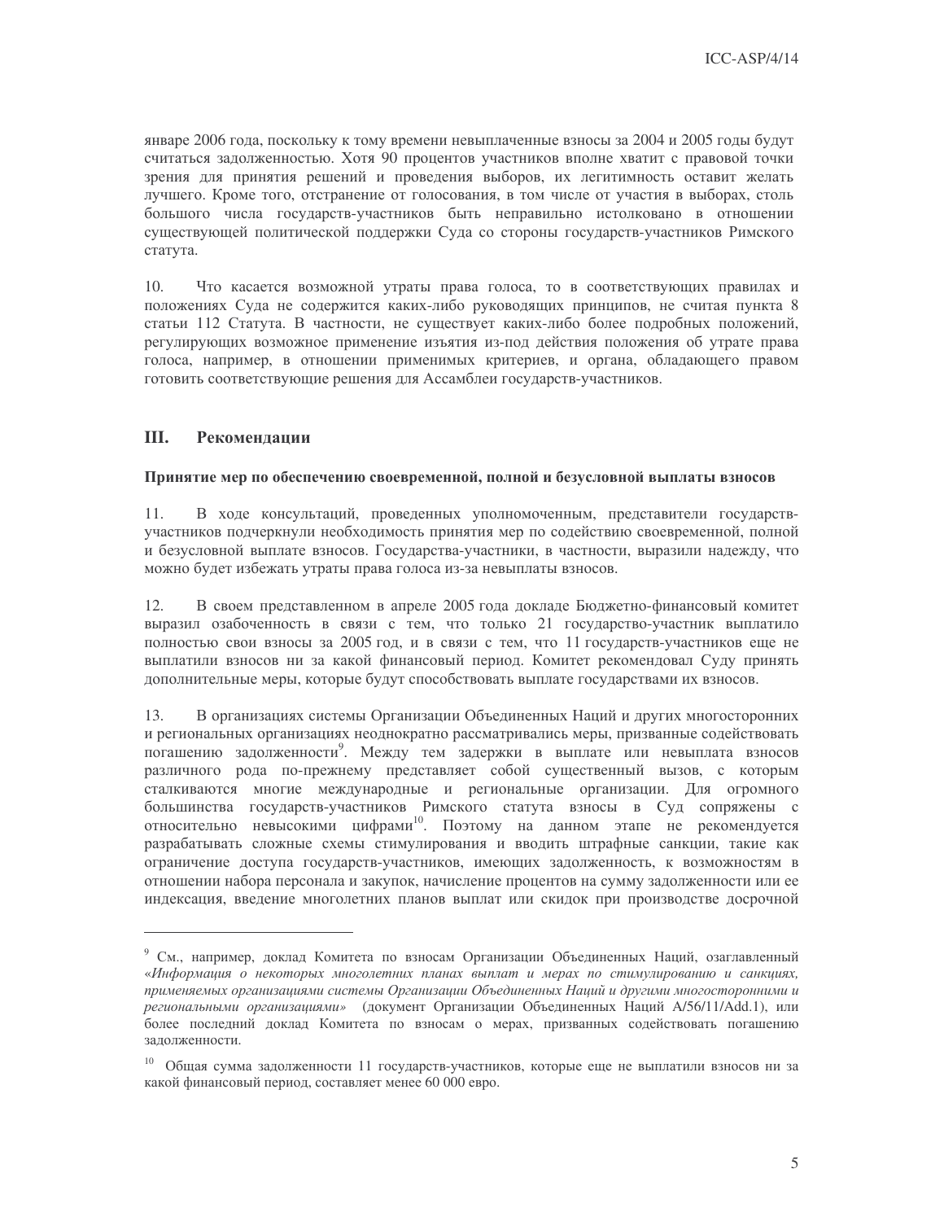январе 2006 года, поскольку к тому времени невыплаченные взносы за 2004 и 2005 годы будут считаться задолженностью. Хотя 90 процентов участников вполне хватит с правовой точки зрения для принятия решений и проведения выборов, их легитимность оставит желать лучшего. Кроме того, отстранение от голосования, в том числе от участия в выборах, столь большого числа государств-участников быть неправильно истолковано в отношении существующей политической поддержки Суда со стороны государств-участников Римского статута.

10. Что касается возможной утраты права голоса, то в соответствующих правилах и положениях Суда не содержится каких-либо руководящих принципов, не считая пункта 8 статьи 112 Статута. В частности, не существует каких-либо более подробных положений, регулирующих возможное применение изъятия из-под действия положения об утрате права голоса, например, в отношении применимых критериев, и органа, обладающего правом готовить соответствующие решения для Ассамблеи государств-участников.

## III. Рекомендации

### Принятие мер по обеспечению своевременной, полной и безусловной выплаты взносов

11. В ходе консультаций, проведенных уполномоченным, представители государств-участников подчеркнули необходимость принятия мер по содействию своевременной, полной и безусловной выплате взносов. Государства-участники, в частности, выразили надежду, что можно будет избежать утраты права голоса из-за невыплаты взносов.

12. В своем представленном в апреле 2005 года докладе Бюджетно-финансовый комитет выразил озабоченность в связи с тем, что только 21 государство-участник выплатило полностью свои взносы за 2005 год, и в связи с тем, что 11 государств-участников еще не выплатили взносов ни за какой финансовый период. Комитет рекомендовал Суду принять дополнительные меры, которые будут способствовать выплате государствами их взносов.

13. В организациях системы Организации Объединенных Наций и других многосторонних и региональных организациях неоднократно рассматривались меры, призванные содействовать погашению задолженности[9]. Между тем задержки в выплате или невыплата взносов различного рода по-прежнему представляет собой существенный вызов, с которым сталкиваются многие международные и региональные организации. Для огромного большинства государств-участников Римского статута взносы в Суд сопряжены с относительно невысокими цифрами[10]. Поэтому на данном этапе не рекомендуется разрабатывать сложные схемы стимулирования и вводить штрафные санкции, такие как ограничение доступа государств-участников, имеющих задолженность, к возможностям в отношении набора персонала и закупок, начисление процентов на сумму задолженности или ее индексация, введение многолетних планов выплат или скидок при производстве досрочной

---

[9] См., например, доклад Комитета по взносам Организации Объединенных Наций, озаглавленный «*Информация о некоторых многолетних планах выплат и мерах по стимулированию и санкциях, применяемых организациями системы Организации Объединенных Наций и другими многосторонними и региональными организациями*» (документ Организации Объединенных Наций A/56/11/Add.1), или более последний доклад Комитета по взносам о мерах, призванных содействовать погашению задолженности.

[10] Общая сумма задолженности 11 государств-участников, которые еще не выплатили взносов ни за какой финансовый период, составляет менее 60 000 евро.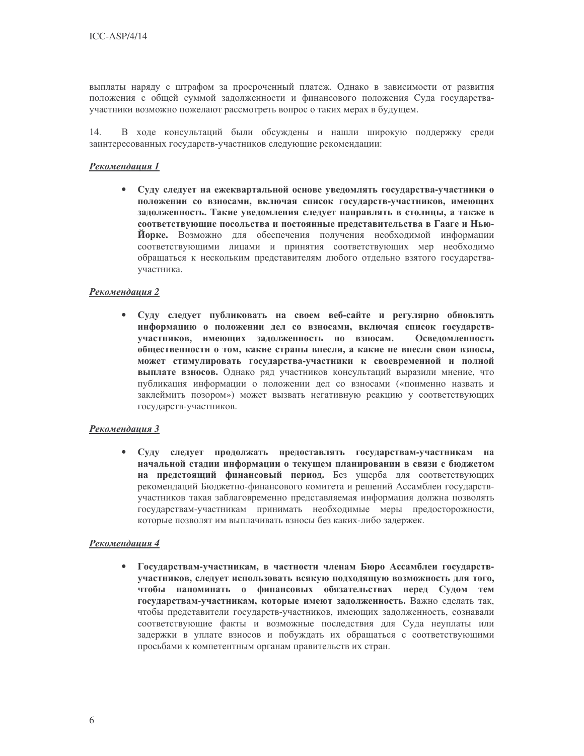выплаты наряду с штрафом за просроченный платеж. Однако в зависимости от развития положения с общей суммой задолженности и финансового положения Суда государства-участники возможно пожелают рассмотреть вопрос о таких мерах в будущем.

14. В ходе консультаций были обсуждены и нашли широкую поддержку среди заинтересованных государств-участников следующие рекомендации:

***Рекомендация 1***

- **Суду следует на ежеквартальной основе уведомлять государства-участники о положении со взносами, включая список государств-участников, имеющих задолженность. Такие уведомления следует направлять в столицы, а также в соответствующие посольства и постоянные представительства в Гааге и Нью-Йорке.** Возможно для обеспечения получения необходимой информации соответствующими лицами и принятия соответствующих мер необходимо обращаться к нескольким представителям любого отдельно взятого государства-участника.

***Рекомендация 2***

- **Суду следует публиковать на своем веб-сайте и регулярно обновлять информацию о положении дел со взносами, включая список государств-участников, имеющих задолженность по взносам. Осведомленность общественности о том, какие страны внесли, а какие не внесли свои взносы, может стимулировать государства-участники к своевременной и полной выплате взносов.** Однако ряд участников консультаций выразили мнение, что публикация информации о положении дел со взносами («поименно назвать и заклеймить позором») может вызвать негативную реакцию у соответствующих государств-участников.

***Рекомендация 3***

- **Суду следует продолжать предоставлять государствам-участникам на начальной стадии информации о текущем планировании в связи с бюджетом на предстоящий финансовый период.** Без ущерба для соответствующих рекомендаций Бюджетно-финансового комитета и решений Ассамблеи государств-участников такая заблаговременно представляемая информация должна позволять государствам-участникам принимать необходимые меры предосторожности, которые позволят им выплачивать взносы без каких-либо задержек.

***Рекомендация 4***

- **Государствам-участникам, в частности членам Бюро Ассамблеи государств-участников, следует использовать всякую подходящую возможность для того, чтобы напоминать о финансовых обязательствах перед Судом тем государствам-участникам, которые имеют задолженность.** Важно сделать так, чтобы представители государств-участников, имеющих задолженность, сознавали соответствующие факты и возможные последствия для Суда неуплаты или задержки в уплате взносов и побуждать их обращаться с соответствующими просьбами к компетентным органам правительств их стран.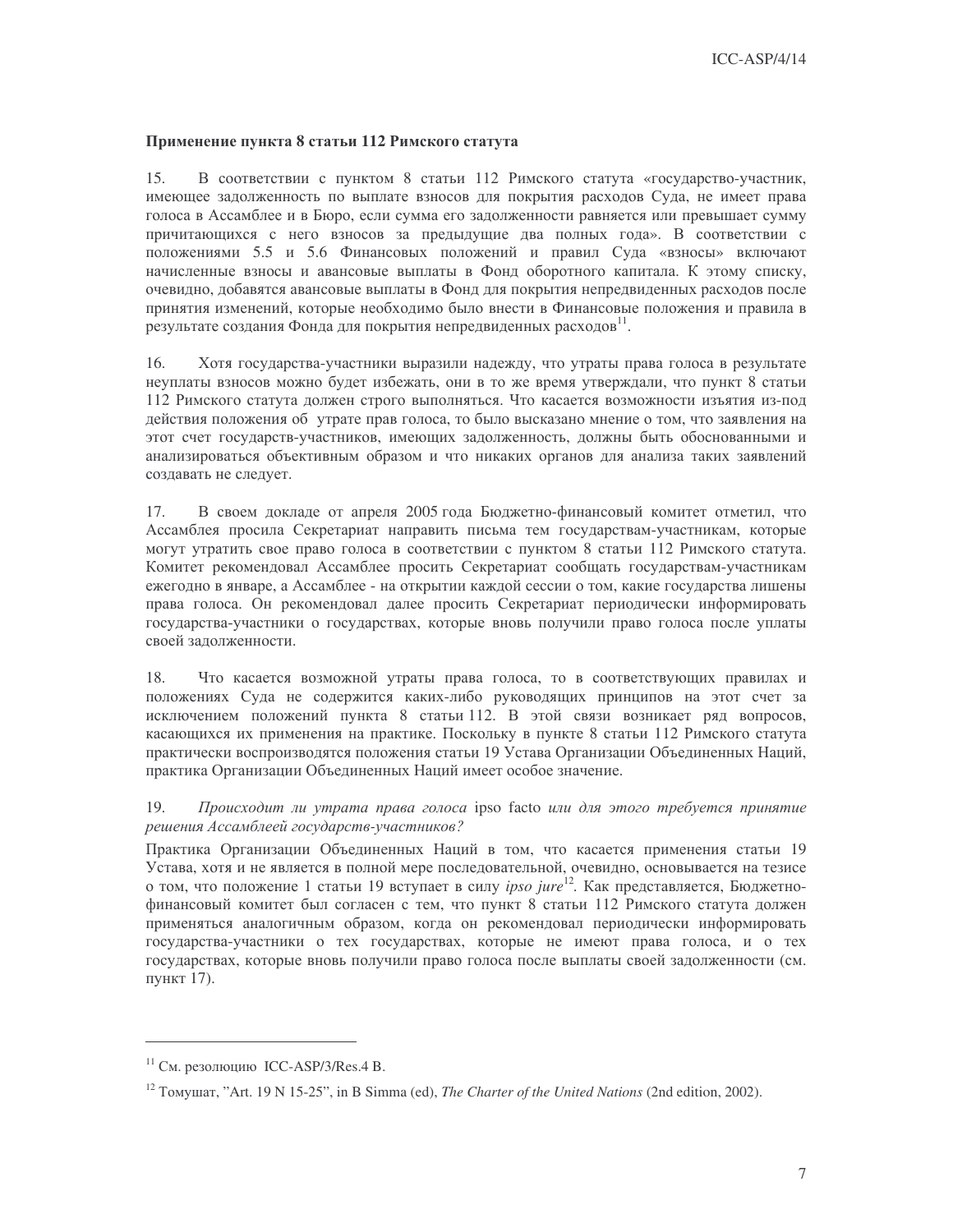**Применение пункта 8 статьи 112 Римского статута**

15. В соответствии с пунктом 8 статьи 112 Римского статута «государство-участник, имеющее задолженность по выплате взносов для покрытия расходов Суда, не имеет права голоса в Ассамблее и в Бюро, если сумма его задолженности равняется или превышает сумму причитающихся с него взносов за предыдущие два полных года». В соответствии с положениями 5.5 и 5.6 Финансовых положений и правил Суда «взносы» включают начисленные взносы и авансовые выплаты в Фонд оборотного капитала. К этому списку, очевидно, добавятся авансовые выплаты в Фонд для покрытия непредвиденных расходов после принятия изменений, которые необходимо было внести в Финансовые положения и правила в результате создания Фонда для покрытия непредвиденных расходов[11].

16. Хотя государства-участники выразили надежду, что утраты права голоса в результате неуплаты взносов можно будет избежать, они в то же время утверждали, что пункт 8 статьи 112 Римского статута должен строго выполняться. Что касается возможности изъятия из-под действия положения об утрате прав голоса, то было высказано мнение о том, что заявления на этот счет государств-участников, имеющих задолженность, должны быть обоснованными и анализироваться объективным образом и что никаких органов для анализа таких заявлений создавать не следует.

17. В своем докладе от апреля 2005 года Бюджетно-финансовый комитет отметил, что Ассамблея просила Секретариат направить письма тем государствам-участникам, которые могут утратить свое право голоса в соответствии с пунктом 8 статьи 112 Римского статута. Комитет рекомендовал Ассамблее просить Секретариат сообщать государствам-участникам ежегодно в январе, а Ассамблее - на открытии каждой сессии о том, какие государства лишены права голоса. Он рекомендовал далее просить Секретариат периодически информировать государства-участники о государствах, которые вновь получили право голоса после уплаты своей задолженности.

18. Что касается возможной утраты права голоса, то в соответствующих правилах и положениях Суда не содержится каких-либо руководящих принципов на этот счет за исключением положений пункта 8 статьи 112. В этой связи возникает ряд вопросов, касающихся их применения на практике. Поскольку в пункте 8 статьи 112 Римского статута практически воспроизводятся положения статьи 19 Устава Организации Объединенных Наций, практика Организации Объединенных Наций имеет особое значение.

19. *Происходит ли утрата права голоса* ipso facto *или для этого требуется принятие решения Ассамблеей государств-участников?*

Практика Организации Объединенных Наций в том, что касается применения статьи 19 Устава, хотя и не является в полной мере последовательной, очевидно, основывается на тезисе о том, что положение 1 статьи 19 вступает в силу *ipso jure*[12]. Как представляется, Бюджетно-финансовый комитет был согласен с тем, что пункт 8 статьи 112 Римского статута должен применяться аналогичным образом, когда он рекомендовал периодически информировать государства-участники о тех государствах, которые не имеют права голоса, и о тех государствах, которые вновь получили право голоса после выплаты своей задолженности (см. пункт 17).

---

[11] См. резолюцию ICC-ASP/3/Res.4 B.

[12] Томушат, "Art. 19 N 15-25", in B Simma (ed), *The Charter of the United Nations* (2nd edition, 2002).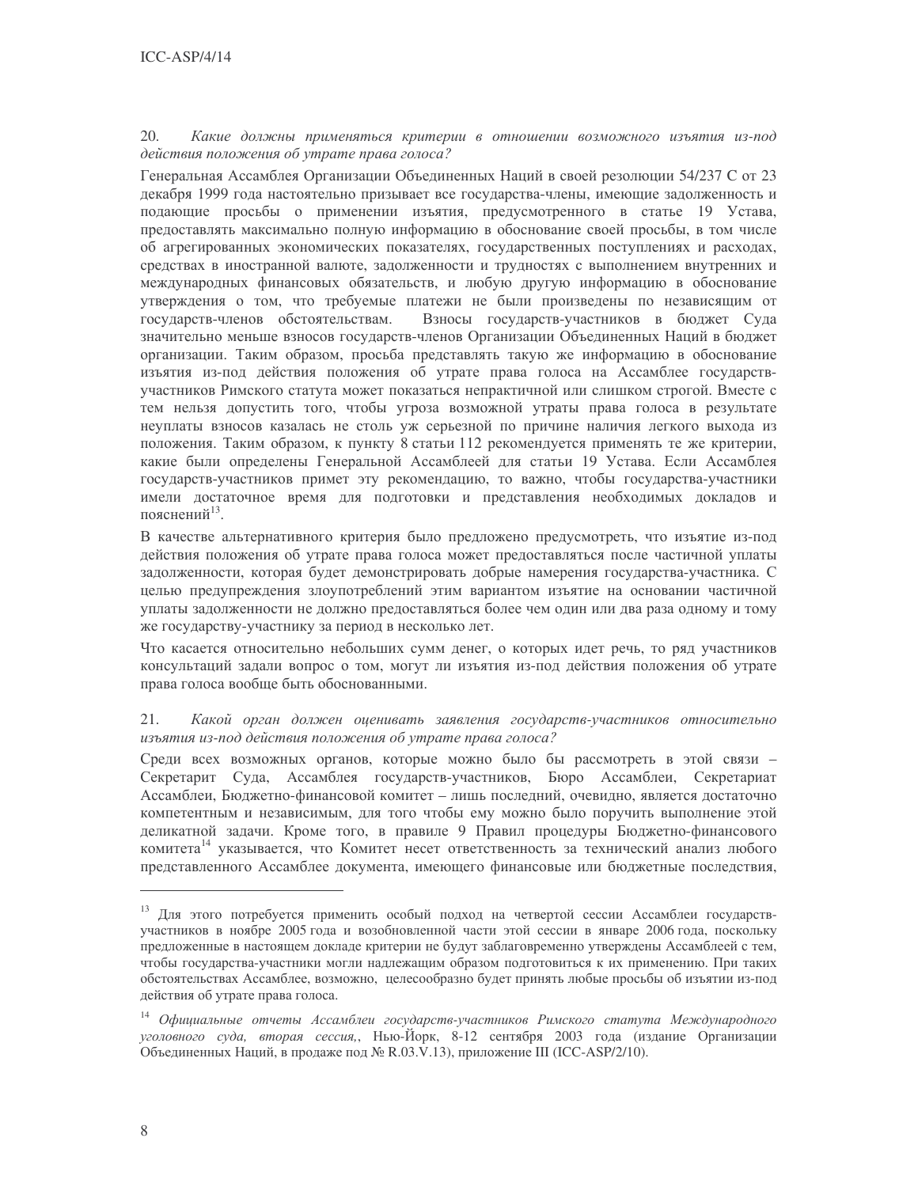20. *Какие должны применяться критерии в отношении возможного изъятия из-под действия положения об утрате права голоса?*

Генеральная Ассамблея Организации Объединенных Наций в своей резолюции 54/237 C от 23 декабря 1999 года настоятельно призывает все государства-члены, имеющие задолженность и подающие просьбы о применении изъятия, предусмотренного в статье 19 Устава, предоставлять максимально полную информацию в обоснование своей просьбы, в том числе об агрегированных экономических показателях, государственных поступлениях и расходах, средствах в иностранной валюте, задолженности и трудностях с выполнением внутренних и международных финансовых обязательств, и любую другую информацию в обоснование утверждения о том, что требуемые платежи не были произведены по независящим от государств-членов обстоятельствам. Взносы государств-участников в бюджет Суда значительно меньше взносов государств-членов Организации Объединенных Наций в бюджет организации. Таким образом, просьба представлять такую же информацию в обоснование изъятия из-под действия положения об утрате права голоса на Ассамблее государств-участников Римского статута может показаться непрактичной или слишком строгой. Вместе с тем нельзя допустить того, чтобы угроза возможной утраты права голоса в результате неуплаты взносов казалась не столь уж серьезной по причине наличия легкого выхода из положения. Таким образом, к пункту 8 статьи 112 рекомендуется применять те же критерии, какие были определены Генеральной Ассамблеей для статьи 19 Устава. Если Ассамблея государств-участников примет эту рекомендацию, то важно, чтобы государства-участники имели достаточное время для подготовки и представления необходимых докладов и пояснений[13].

В качестве альтернативного критерия было предложено предусмотреть, что изъятие из-под действия положения об утрате права голоса может предоставляться после частичной уплаты задолженности, которая будет демонстрировать добрые намерения государства-участника. С целью предупреждения злоупотреблений этим вариантом изъятие на основании частичной уплаты задолженности не должно предоставляться более чем один или два раза одному и тому же государству-участнику за период в несколько лет.

Что касается относительно небольших сумм денег, о которых идет речь, то ряд участников консультаций задали вопрос о том, могут ли изъятия из-под действия положения об утрате права голоса вообще быть обоснованными.

21. *Какой орган должен оценивать заявления государств-участников относительно изъятия из-под действия положения об утрате права голоса?*

Среди всех возможных органов, которые можно было бы рассмотреть в этой связи – Секретарит Суда, Ассамблея государств-участников, Бюро Ассамблеи, Секретариат Ассамблеи, Бюджетно-финансовой комитет – лишь последний, очевидно, является достаточно компетентным и независимым, для того чтобы ему можно было поручить выполнение этой деликатной задачи. Кроме того, в правиле 9 Правил процедуры Бюджетно-финансового комитета[14] указывается, что Комитет несет ответственность за технический анализ любого представленного Ассамблее документа, имеющего финансовые или бюджетные последствия,

---

[13] Для этого потребуется применить особый подход на четвертой сессии Ассамблеи государств-участников в ноябре 2005 года и возобновленной части этой сессии в январе 2006 года, поскольку предложенные в настоящем докладе критерии не будут заблаговременно утверждены Ассамблеей с тем, чтобы государства-участники могли надлежащим образом подготовиться к их применению. При таких обстоятельствах Ассамблее, возможно, целесообразно будет принять любые просьбы об изъятии из-под действия об утрате права голоса.

[14] *Официальные отчеты Ассамблеи государств-участников Римского статута Международного уголовного суда, вторая сессия,*, Нью-Йорк, 8-12 сентября 2003 года (издание Организации Объединенных Наций, в продаже под № R.03.V.13), приложение III (ICC-ASP/2/10).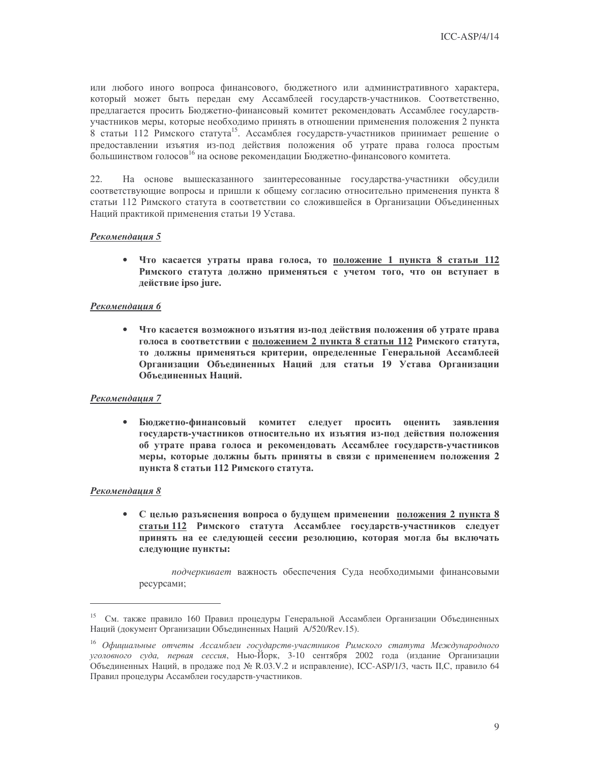или любого иного вопроса финансового, бюджетного или административного характера, который может быть передан ему Ассамблеей государств-участников. Соответственно, предлагается просить Бюджетно-финансовый комитет рекомендовать Ассамблее государств-участников меры, которые необходимо принять в отношении применения положения 2 пункта 8 статьи 112 Римского статута[15]. Ассамблея государств-участников принимает решение о предоставлении изъятия из-под действия положения об утрате права голоса простым большинством голосов[16] на основе рекомендации Бюджетно-финансового комитета.

22. На основе вышесказанного заинтересованные государства-участники обсудили соответствующие вопросы и пришли к общему согласию относительно применения пункта 8 статьи 112 Римского статута в соответствии со сложившейся в Организации Объединенных Наций практикой применения статьи 19 Устава.

***Рекомендация 5***

- **Что касается утраты права голоса, то <u>положение 1 пункта 8 статьи 112</u> Римского статута должно применяться с учетом того, что он вступает в действие ipso jure.**

***Рекомендация 6***

- **Что касается возможного изъятия из-под действия положения об утрате права голоса в соответствии с <u>положением 2 пункта 8 статьи 112</u> Римского статута, то должны применяться критерии, определенные Генеральной Ассамблеей Организации Объединенных Наций для статьи 19 Устава Организации Объединенных Наций.**

***Рекомендация 7***

- **Бюджетно-финансовый комитет следует просить оценить заявления государств-участников относительно их изъятия из-под действия положения об утрате права голоса и рекомендовать Ассамблее государств-участников меры, которые должны быть приняты в связи с применением положения 2 пункта 8 статьи 112 Римского статута.**

***Рекомендация 8***

- **С целью разъяснения вопроса о будущем применении <u>положения 2 пункта 8 статьи 112</u> Римского статута Ассамблее государств-участников следует принять на ее следующей сессии резолюцию, которая могла бы включать следующие пункты:**

    *подчеркивает* важность обеспечения Суда необходимыми финансовыми ресурсами;

---

[15] См. также правило 160 Правил процедуры Генеральной Ассамблеи Организации Объединенных Наций (документ Организации Объединенных Наций A/520/Rev.15).

[16] *Официальные отчеты Ассамблеи государств-участников Римского статута Международного уголовного суда, первая сессия*, Нью-Йорк, 3-10 сентября 2002 года (издание Организации Объединенных Наций, в продаже под № R.03.V.2 и исправление), ICC-ASP/1/3, часть II,C, правило 64 Правил процедуры Ассамблеи государств-участников.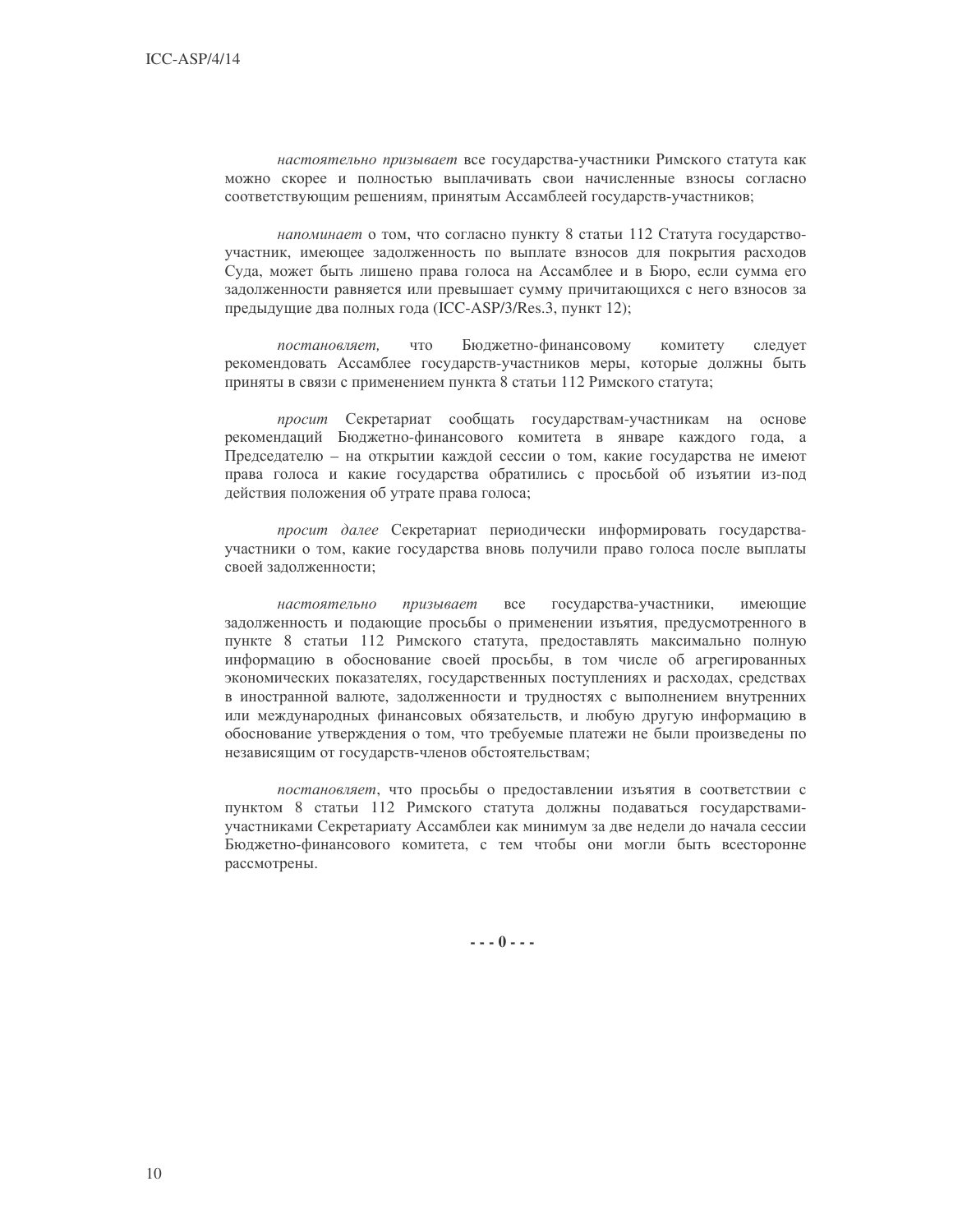*настоятельно призывает* все государства-участники Римского статута как можно скорее и полностью выплачивать свои начисленные взносы согласно соответствующим решениям, принятым Ассамблеей государств-участников;

*напоминает* о том, что согласно пункту 8 статьи 112 Статута государство-участник, имеющее задолженность по выплате взносов для покрытия расходов Суда, может быть лишено права голоса на Ассамблее и в Бюро, если сумма его задолженности равняется или превышает сумму причитающихся с него взносов за предыдущие два полных года (ICC-ASP/3/Res.3, пункт 12);

*постановляет,* что Бюджетно-финансовому комитету следует рекомендовать Ассамблее государств-участников меры, которые должны быть приняты в связи с применением пункта 8 статьи 112 Римского статута;

*просит* Секретариат сообщать государствам-участникам на основе рекомендаций Бюджетно-финансового комитета в январе каждого года, а Председателю – на открытии каждой сессии о том, какие государства не имеют права голоса и какие государства обратились с просьбой об изъятии из-под действия положения об утрате права голоса;

*просит далее* Секретариат периодически информировать государства-участники о том, какие государства вновь получили право голоса после выплаты своей задолженности;

*настоятельно призывает* все государства-участники, имеющие задолженность и подающие просьбы о применении изъятия, предусмотренного в пункте 8 статьи 112 Римского статута, предоставлять максимально полную информацию в обоснование своей просьбы, в том числе об агрегированных экономических показателях, государственных поступлениях и расходах, средствах в иностранной валюте, задолженности и трудностях с выполнением внутренних или международных финансовых обязательств, и любую другую информацию в обоснование утверждения о том, что требуемые платежи не были произведены по независящим от государств-членов обстоятельствам;

*постановляет*, что просьбы о предоставлении изъятия в соответствии с пунктом 8 статьи 112 Римского статута должны подаваться государствами-участниками Секретариату Ассамблеи как минимум за две недели до начала сессии Бюджетно-финансового комитета, с тем чтобы они могли быть всесторонне рассмотрены.

- - - 0 - - -